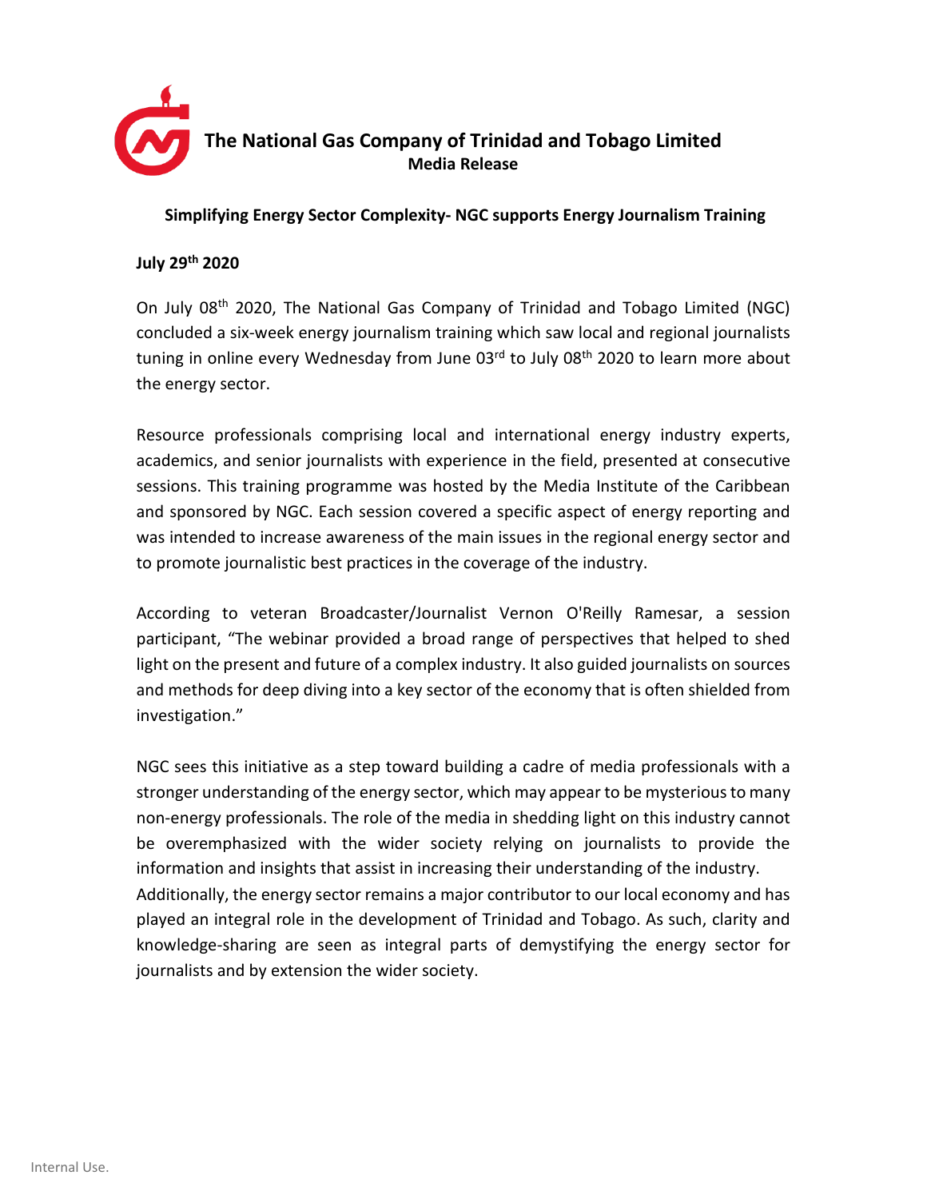# The National Gas Company of Trinidad and Tobago Limited

**Media Release**

## Simplifying Energy Sector Complexity- NGC supports Energy Journalism Training

**July 29th 2020**

On July 08th 2020, The National Gas Company of Trinidad and Tobago Limited (NGC) concluded a six-week energy journalism training which saw local and regional journalists tuning in online every Wednesday from June 03rd to July 08th 2020 to learn more about the energy sector.

Resource professionals comprising local and international energy industry experts, academics, and senior journalists with experience in the field, presented at consecutive sessions. This training programme was hosted by the Media Institute of the Caribbean and sponsored by NGC. Each session covered a specific aspect of energy reporting and was intended to increase awareness of the main issues in the regional energy sector and to promote journalistic best practices in the coverage of the industry.

According to veteran Broadcaster/Journalist Vernon O'Reilly Ramesar, a session participant, "The webinar provided a broad range of perspectives that helped to shed light on the present and future of a complex industry. It also guided journalists on sources and methods for deep diving into a key sector of the economy that is often shielded from investigation."

NGC sees this initiative as a step toward building a cadre of media professionals with a stronger understanding of the energy sector, which may appear to be mysterious to many non-energy professionals. The role of the media in shedding light on this industry cannot be overemphasized with the wider society relying on journalists to provide the information and insights that assist in increasing their understanding of the industry.

Additionally, the energy sector remains a major contributor to our local economy and has played an integral role in the development of Trinidad and Tobago. As such, clarity and knowledge-sharing are seen as integral parts of demystifying the energy sector for journalists and by extension the wider society.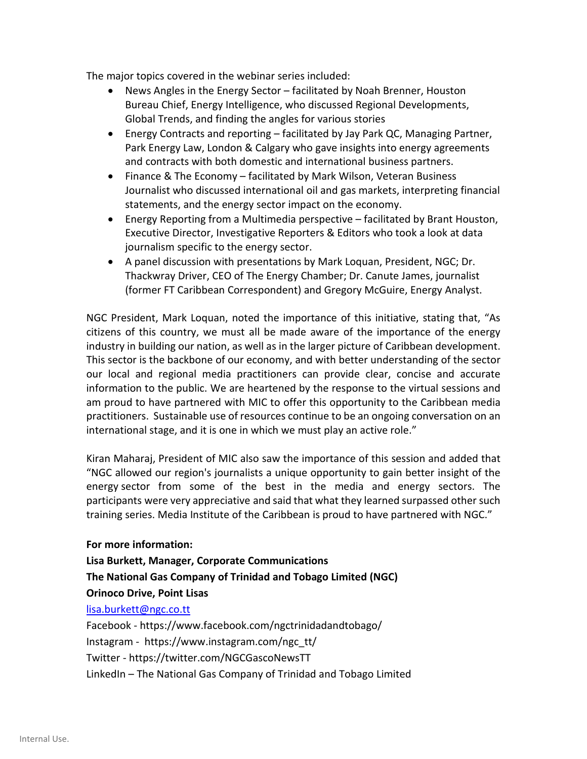The major topics covered in the webinar series included:

- News Angles in the Energy Sector – facilitated by Noah Brenner, Houston Bureau Chief, Energy Intelligence, who discussed Regional Developments, Global Trends, and finding the angles for various stories
- Energy Contracts and reporting – facilitated by Jay Park QC, Managing Partner, Park Energy Law, London & Calgary who gave insights into energy agreements and contracts with both domestic and international business partners.
- Finance & The Economy – facilitated by Mark Wilson, Veteran Business Journalist who discussed international oil and gas markets, interpreting financial statements, and the energy sector impact on the economy.
- Energy Reporting from a Multimedia perspective – facilitated by Brant Houston, Executive Director, Investigative Reporters & Editors who took a look at data journalism specific to the energy sector.
- A panel discussion with presentations by Mark Loquan, President, NGC; Dr. Thackwray Driver, CEO of The Energy Chamber; Dr. Canute James, journalist (former FT Caribbean Correspondent) and Gregory McGuire, Energy Analyst.

NGC President, Mark Loquan, noted the importance of this initiative, stating that, "As citizens of this country, we must all be made aware of the importance of the energy industry in building our nation, as well as in the larger picture of Caribbean development. This sector is the backbone of our economy, and with better understanding of the sector our local and regional media practitioners can provide clear, concise and accurate information to the public. We are heartened by the response to the virtual sessions and am proud to have partnered with MIC to offer this opportunity to the Caribbean media practitioners. Sustainable use of resources continue to be an ongoing conversation on an international stage, and it is one in which we must play an active role."

Kiran Maharaj, President of MIC also saw the importance of this session and added that "NGC allowed our region's journalists a unique opportunity to gain better insight of the energy sector from some of the best in the media and energy sectors. The participants were very appreciative and said that what they learned surpassed other such training series. Media Institute of the Caribbean is proud to have partnered with NGC."

**For more information:**

**Lisa Burkett, Manager, Corporate Communications**

**The National Gas Company of Trinidad and Tobago Limited (NGC)**

**Orinoco Drive, Point Lisas**

lisa.burkett@ngc.co.tt

Facebook - https://www.facebook.com/ngctrinidadandtobago/

Instagram - https://www.instagram.com/ngc_tt/

Twitter - https://twitter.com/NGCGascoNewsTT

LinkedIn – The National Gas Company of Trinidad and Tobago Limited